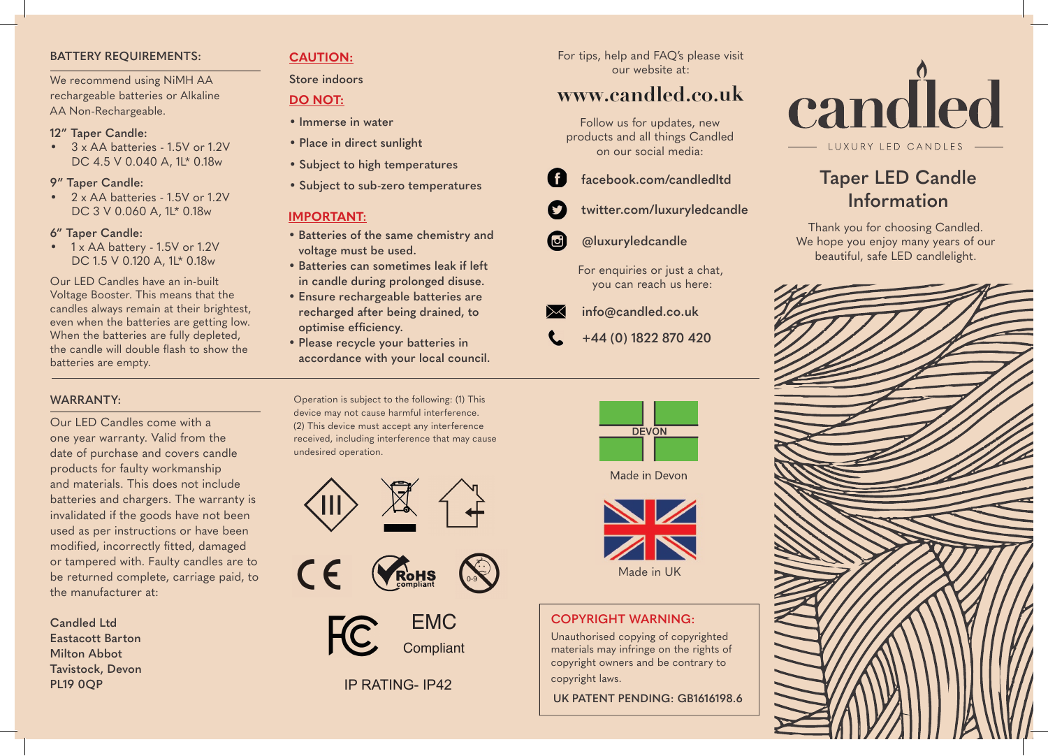# candled

LUXURY LED CANDLES

## Taper LED Candle Information

Thank you for choosing Candled. We hope you enjoy many years of our beautiful, safe LED candlelight.

## BATTERY REQUIREMENTS:

We recommend using NiMH AA rechargeable batteries or Alkaline AA Non-Rechargeable.

**12" Taper Candle:**

- 3 x AA batteries - 1.5V or 1.2V DC 4.5 V 0.040 A, 1L* 0.18w

**9" Taper Candle:**

- 2 x AA batteries - 1.5V or 1.2V DC 3 V 0.060 A, 1L* 0.18w

**6" Taper Candle:**

- 1 x AA battery - 1.5V or 1.2V DC 1.5 V 0.120 A, 1L* 0.18w

Our LED Candles have an in-built Voltage Booster. This means that the candles always remain at their brightest, even when the batteries are getting low. When the batteries are fully depleted, the candle will double flash to show the batteries are empty.

## CAUTION:

Store indoors

## DO NOT:

- Immerse in water
- Place in direct sunlight
- Subject to high temperatures
- Subject to sub-zero temperatures

## IMPORTANT:

- **Batteries of the same chemistry and voltage must be used.**
- **Batteries can sometimes leak if left in candle during prolonged disuse.**
- **Ensure rechargeable batteries are recharged after being drained, to optimise efficiency.**
- **Please recycle your batteries in accordance with your local council.**

For tips, help and FAQ's please visit our website at:

**www.candled.co.uk**

Follow us for updates, new products and all things Candled on our social media:

facebook.com/candledltd

twitter.com/luxuryledcandle

@luxuryledcandle

For enquiries or just a chat, you can reach us here:

info@candled.co.uk

+44 (0) 1822 870 420

## WARRANTY:

Our LED Candles come with a one year warranty. Valid from the date of purchase and covers candle products for faulty workmanship and materials. This does not include batteries and chargers. The warranty is invalidated if the goods have not been used as per instructions or have been modified, incorrectly fitted, damaged or tampered with. Faulty candles are to be returned complete, carriage paid, to the manufacturer at:

**Candled Ltd**
**Eastacott Barton**
**Milton Abbot**
**Tavistock, Devon**
**PL19 0QP**

Operation is subject to the following: (1) This device may not cause harmful interference. (2) This device must accept any interference received, including interference that may cause undesired operation.

RoHS compliant

0-9

EMC Compliant

IP RATING- IP42

DEVON

Made in Devon

Made in UK

## COPYRIGHT WARNING:

Unauthorised copying of copyrighted materials may infringe on the rights of copyright owners and be contrary to copyright laws.

UK PATENT PENDING: GB1616198.6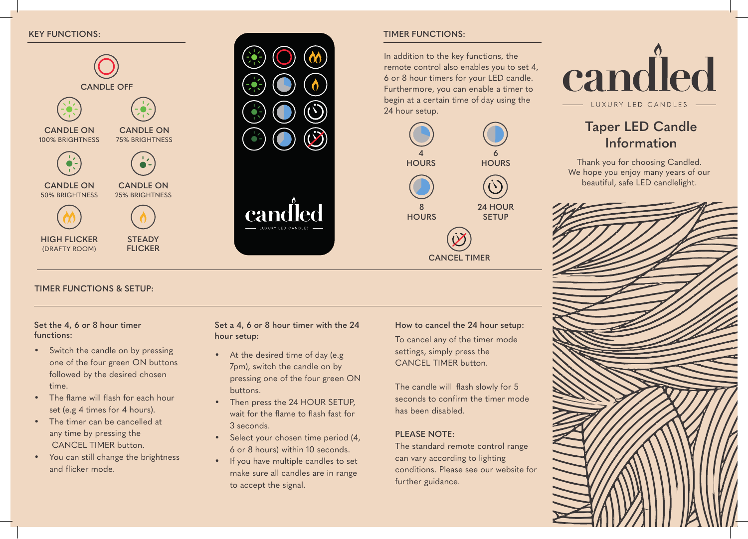## KEY FUNCTIONS:

CANDLE OFF

CANDLE ON
100% BRIGHTNESS

CANDLE ON
75% BRIGHTNESS

CANDLE ON
50% BRIGHTNESS

CANDLE ON
25% BRIGHTNESS

HIGH FLICKER
(DRAFTY ROOM)

STEADY
FLICKER

candled
LUXURY LED CANDLES

## TIMER FUNCTIONS:

In addition to the key functions, the remote control also enables you to set 4, 6 or 8 hour timers for your LED candle. Furthermore, you can enable a timer to begin at a certain time of day using the 24 hour setup.

4
HOURS

6
HOURS

8
HOURS

24 HOUR
SETUP

CANCEL TIMER

# candled

LUXURY LED CANDLES

## Taper LED Candle Information

Thank you for choosing Candled. We hope you enjoy many years of our beautiful, safe LED candlelight.

## TIMER FUNCTIONS & SETUP:

**Set the 4, 6 or 8 hour timer functions:**

- Switch the candle on by pressing one of the four green ON buttons followed by the desired chosen time.
- The flame will flash for each hour set (e.g 4 times for 4 hours).
- The timer can be cancelled at any time by pressing the CANCEL TIMER button.
- You can still change the brightness and flicker mode.

**Set a 4, 6 or 8 hour timer with the 24 hour setup:**

- At the desired time of day (e.g 7pm), switch the candle on by pressing one of the four green ON buttons.
- Then press the 24 HOUR SETUP, wait for the flame to flash fast for 3 seconds.
- Select your chosen time period (4, 6 or 8 hours) within 10 seconds.
- If you have multiple candles to set make sure all candles are in range to accept the signal.

**How to cancel the 24 hour setup:**

To cancel any of the timer mode settings, simply press the CANCEL TIMER button.

The candle will flash slowly for 5 seconds to confirm the timer mode has been disabled.

**PLEASE NOTE:**

The standard remote control range can vary according to lighting conditions. Please see our website for further guidance.